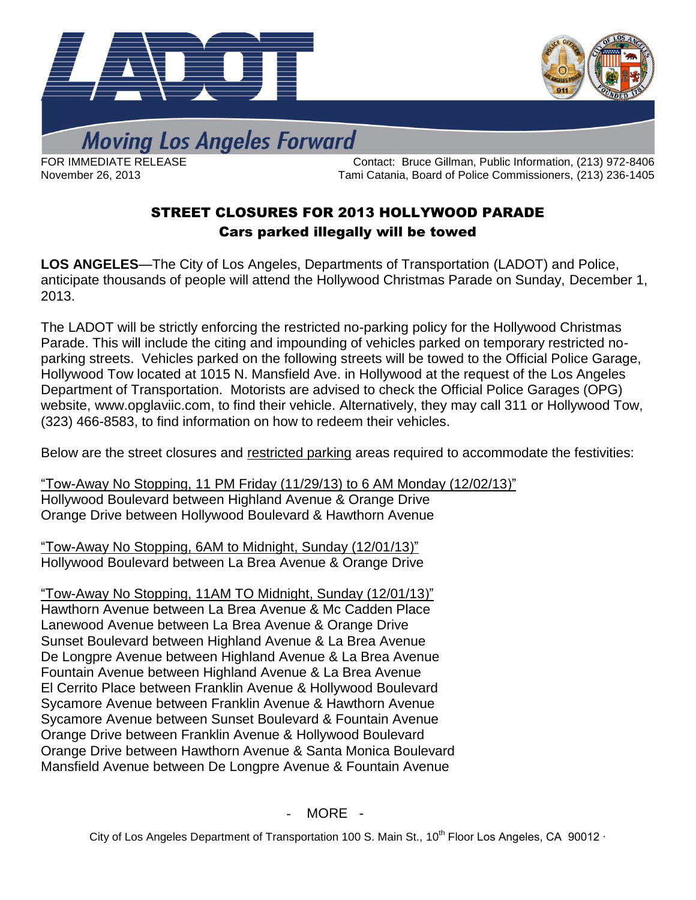Moving Los Angeles Forward

FOR IMMEDIATE RELEASE
November 26, 2013

Contact: Bruce Gillman, Public Information, (213) 972-8406
Tami Catania, Board of Police Commissioners, (213) 236-1405

## STREET CLOSURES FOR 2013 HOLLYWOOD PARADE

### Cars parked illegally will be towed

**LOS ANGELES**—The City of Los Angeles, Departments of Transportation (LADOT) and Police, anticipate thousands of people will attend the Hollywood Christmas Parade on Sunday, December 1, 2013.

The LADOT will be strictly enforcing the restricted no-parking policy for the Hollywood Christmas Parade. This will include the citing and impounding of vehicles parked on temporary restricted no-parking streets. Vehicles parked on the following streets will be towed to the Official Police Garage, Hollywood Tow located at 1015 N. Mansfield Ave. in Hollywood at the request of the Los Angeles Department of Transportation. Motorists are advised to check the Official Police Garages (OPG) website, www.opglaviic.com, to find their vehicle. Alternatively, they may call 311 or Hollywood Tow, (323) 466-8583, to find information on how to redeem their vehicles.

Below are the street closures and restricted parking areas required to accommodate the festivities:

"Tow-Away No Stopping, 11 PM Friday (11/29/13) to 6 AM Monday (12/02/13)"
Hollywood Boulevard between Highland Avenue & Orange Drive
Orange Drive between Hollywood Boulevard & Hawthorn Avenue

"Tow-Away No Stopping, 6AM to Midnight, Sunday (12/01/13)"
Hollywood Boulevard between La Brea Avenue & Orange Drive

"Tow-Away No Stopping, 11AM TO Midnight, Sunday (12/01/13)"
Hawthorn Avenue between La Brea Avenue & Mc Cadden Place
Lanewood Avenue between La Brea Avenue & Orange Drive
Sunset Boulevard between Highland Avenue & La Brea Avenue
De Longpre Avenue between Highland Avenue & La Brea Avenue
Fountain Avenue between Highland Avenue & La Brea Avenue
El Cerrito Place between Franklin Avenue & Hollywood Boulevard
Sycamore Avenue between Franklin Avenue & Hawthorn Avenue
Sycamore Avenue between Sunset Boulevard & Fountain Avenue
Orange Drive between Franklin Avenue & Hollywood Boulevard
Orange Drive between Hawthorn Avenue & Santa Monica Boulevard
Mansfield Avenue between De Longpre Avenue & Fountain Avenue

- MORE -

City of Los Angeles Department of Transportation 100 S. Main St., 10th Floor Los Angeles, CA 90012 ·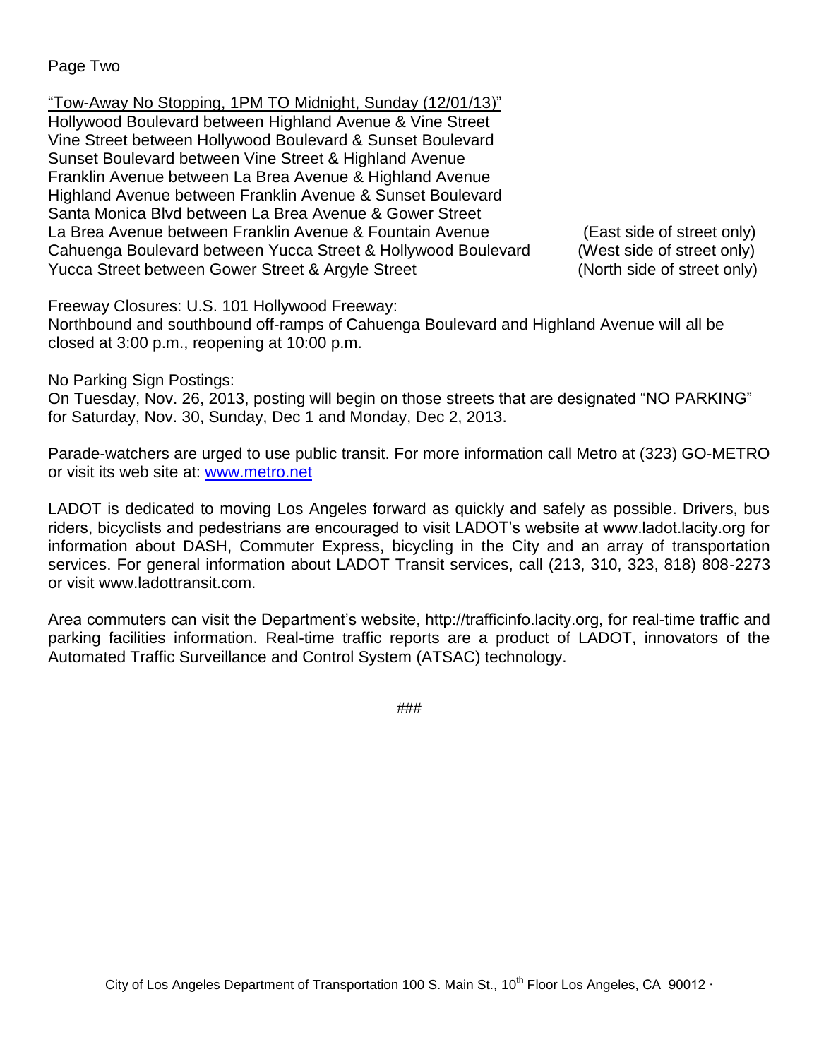Page Two

"Tow-Away No Stopping, 1PM TO Midnight, Sunday (12/01/13)"

Hollywood Boulevard between Highland Avenue & Vine Street
Vine Street between Hollywood Boulevard & Sunset Boulevard
Sunset Boulevard between Vine Street & Highland Avenue
Franklin Avenue between La Brea Avenue & Highland Avenue
Highland Avenue between Franklin Avenue & Sunset Boulevard
Santa Monica Blvd between La Brea Avenue & Gower Street
La Brea Avenue between Franklin Avenue & Fountain Avenue (East side of street only)
Cahuenga Boulevard between Yucca Street & Hollywood Boulevard (West side of street only)
Yucca Street between Gower Street & Argyle Street (North side of street only)

Freeway Closures: U.S. 101 Hollywood Freeway:
Northbound and southbound off-ramps of Cahuenga Boulevard and Highland Avenue will all be closed at 3:00 p.m., reopening at 10:00 p.m.

No Parking Sign Postings:
On Tuesday, Nov. 26, 2013, posting will begin on those streets that are designated "NO PARKING" for Saturday, Nov. 30, Sunday, Dec 1 and Monday, Dec 2, 2013.

Parade-watchers are urged to use public transit. For more information call Metro at (323) GO-METRO or visit its web site at: www.metro.net

LADOT is dedicated to moving Los Angeles forward as quickly and safely as possible. Drivers, bus riders, bicyclists and pedestrians are encouraged to visit LADOT's website at www.ladot.lacity.org for information about DASH, Commuter Express, bicycling in the City and an array of transportation services. For general information about LADOT Transit services, call (213, 310, 323, 818) 808-2273 or visit www.ladottransit.com.

Area commuters can visit the Department's website, http://trafficinfo.lacity.org, for real-time traffic and parking facilities information. Real-time traffic reports are a product of LADOT, innovators of the Automated Traffic Surveillance and Control System (ATSAC) technology.

###

City of Los Angeles Department of Transportation 100 S. Main St., 10th Floor Los Angeles, CA 90012 ·